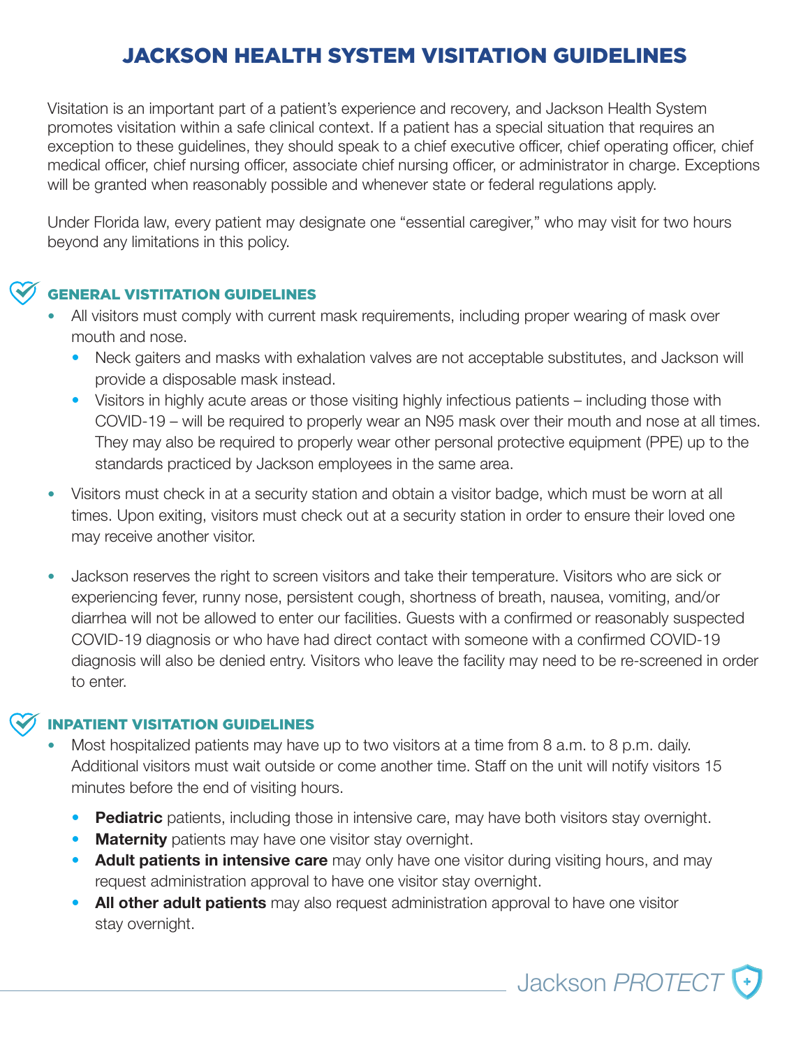# JACKSON HEALTH SYSTEM VISITATION GUIDELINES

Visitation is an important part of a patient's experience and recovery, and Jackson Health System promotes visitation within a safe clinical context. If a patient has a special situation that requires an exception to these guidelines, they should speak to a chief executive officer, chief operating officer, chief medical officer, chief nursing officer, associate chief nursing officer, or administrator in charge. Exceptions will be granted when reasonably possible and whenever state or federal regulations apply.

Under Florida law, every patient may designate one "essential caregiver," who may visit for two hours beyond any limitations in this policy.

## GENERAL VISTITATION GUIDELINES

- All visitors must comply with current mask requirements, including proper wearing of mask over mouth and nose.
  - Neck gaiters and masks with exhalation valves are not acceptable substitutes, and Jackson will provide a disposable mask instead.
  - Visitors in highly acute areas or those visiting highly infectious patients – including those with COVID-19 – will be required to properly wear an N95 mask over their mouth and nose at all times. They may also be required to properly wear other personal protective equipment (PPE) up to the standards practiced by Jackson employees in the same area.
- Visitors must check in at a security station and obtain a visitor badge, which must be worn at all times. Upon exiting, visitors must check out at a security station in order to ensure their loved one may receive another visitor.
- Jackson reserves the right to screen visitors and take their temperature. Visitors who are sick or experiencing fever, runny nose, persistent cough, shortness of breath, nausea, vomiting, and/or diarrhea will not be allowed to enter our facilities. Guests with a confirmed or reasonably suspected COVID-19 diagnosis or who have had direct contact with someone with a confirmed COVID-19 diagnosis will also be denied entry. Visitors who leave the facility may need to be re-screened in order to enter.

## INPATIENT VISITATION GUIDELINES

- Most hospitalized patients may have up to two visitors at a time from 8 a.m. to 8 p.m. daily. Additional visitors must wait outside or come another time. Staff on the unit will notify visitors 15 minutes before the end of visiting hours.
  - **Pediatric** patients, including those in intensive care, may have both visitors stay overnight.
  - **Maternity** patients may have one visitor stay overnight.
  - **Adult patients in intensive care** may only have one visitor during visiting hours, and may request administration approval to have one visitor stay overnight.
  - **All other adult patients** may also request administration approval to have one visitor stay overnight.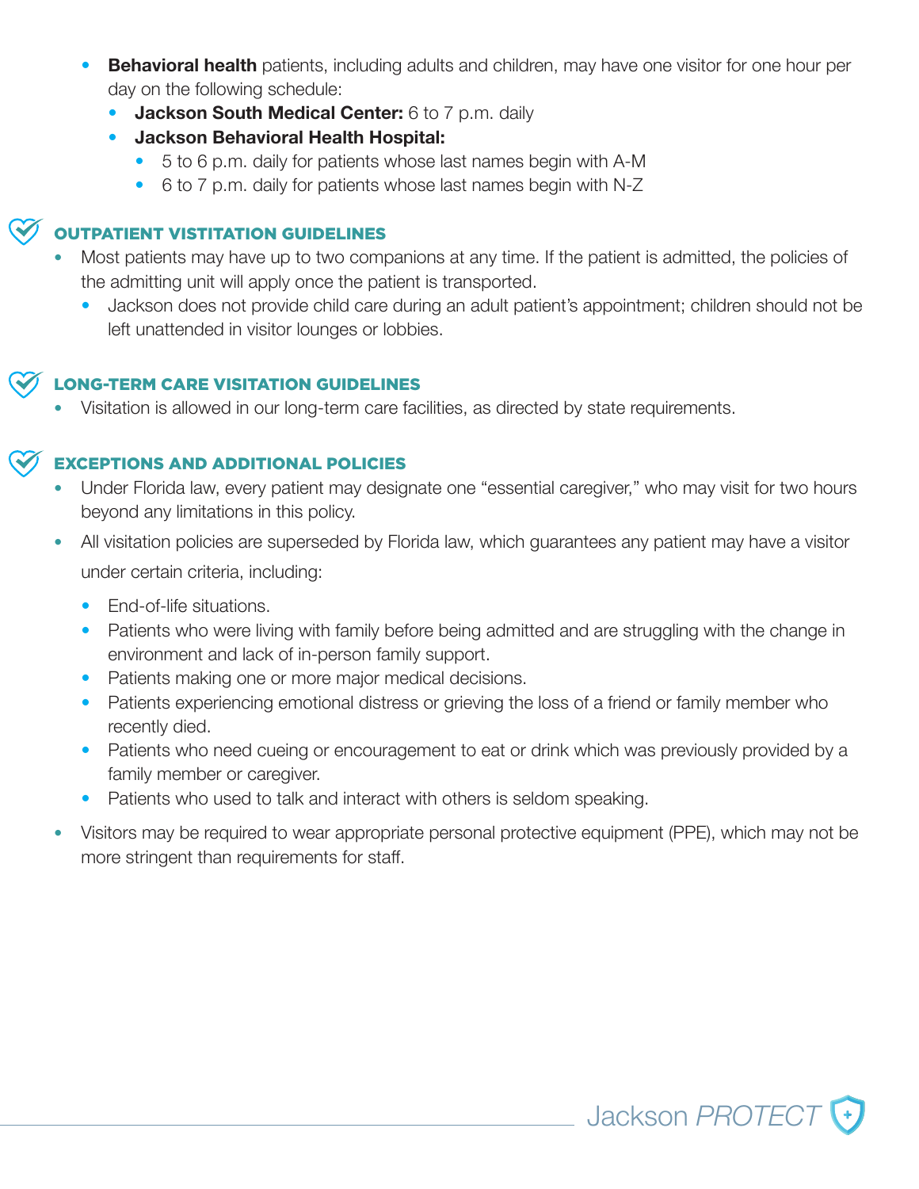- **Behavioral health** patients, including adults and children, may have one visitor for one hour per day on the following schedule:
  - **Jackson South Medical Center:** 6 to 7 p.m. daily
  - **Jackson Behavioral Health Hospital:**
    - 5 to 6 p.m. daily for patients whose last names begin with A-M
    - 6 to 7 p.m. daily for patients whose last names begin with N-Z

## OUTPATIENT VISTITATION GUIDELINES

- Most patients may have up to two companions at any time. If the patient is admitted, the policies of the admitting unit will apply once the patient is transported.
  - Jackson does not provide child care during an adult patient's appointment; children should not be left unattended in visitor lounges or lobbies.

## LONG-TERM CARE VISITATION GUIDELINES

- Visitation is allowed in our long-term care facilities, as directed by state requirements.

## EXCEPTIONS AND ADDITIONAL POLICIES

- Under Florida law, every patient may designate one "essential caregiver," who may visit for two hours beyond any limitations in this policy.
- All visitation policies are superseded by Florida law, which guarantees any patient may have a visitor under certain criteria, including:
  - End-of-life situations.
  - Patients who were living with family before being admitted and are struggling with the change in environment and lack of in-person family support.
  - Patients making one or more major medical decisions.
  - Patients experiencing emotional distress or grieving the loss of a friend or family member who recently died.
  - Patients who need cueing or encouragement to eat or drink which was previously provided by a family member or caregiver.
  - Patients who used to talk and interact with others is seldom speaking.
- Visitors may be required to wear appropriate personal protective equipment (PPE), which may not be more stringent than requirements for staff.